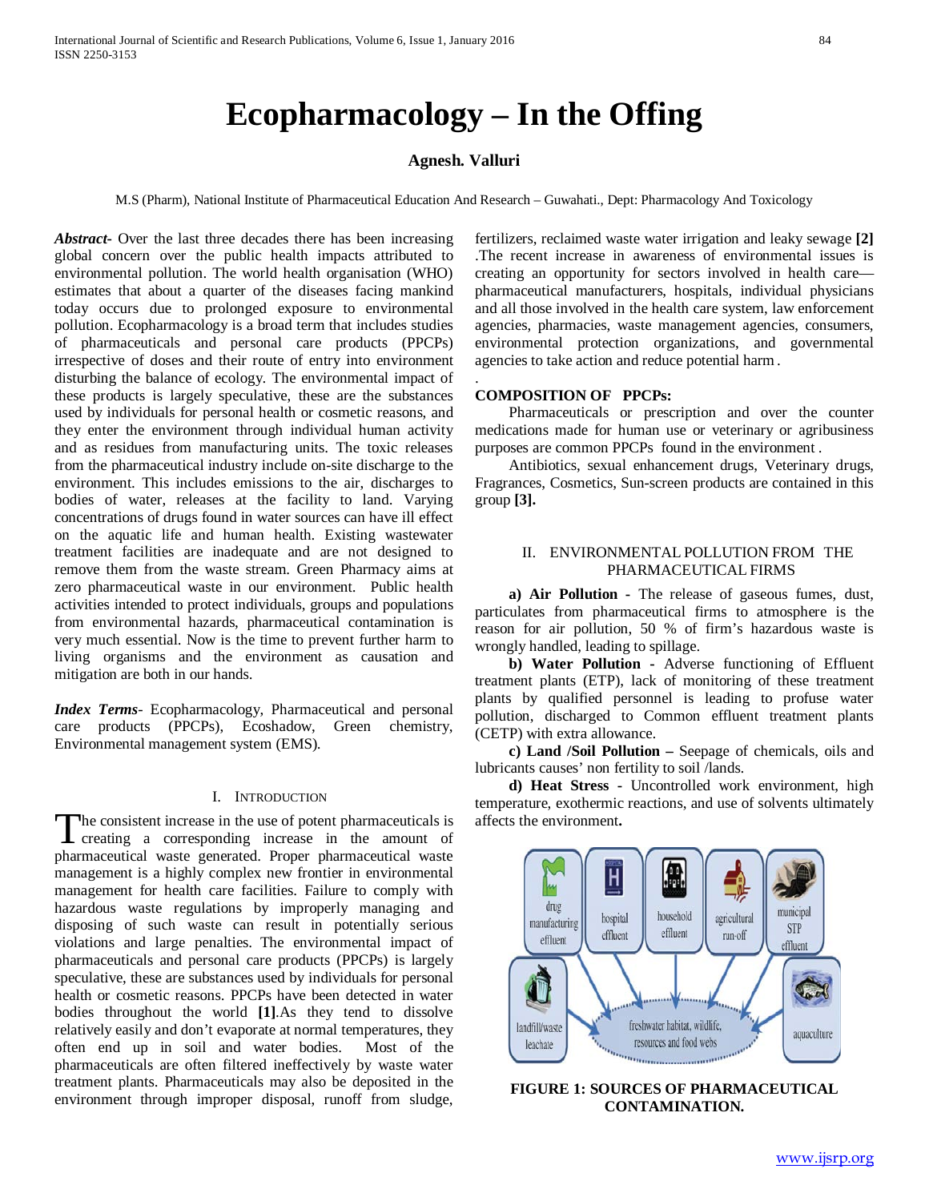# Ecopharmacology – In the Offing

**Agnesh. Valluri**

M.S (Pharm), National Institute of Pharmaceutical Education And Research – Guwahati., Dept: Pharmacology And Toxicology

***Abstract***- Over the last three decades there has been increasing global concern over the public health impacts attributed to environmental pollution. The world health organisation (WHO) estimates that about a quarter of the diseases facing mankind today occurs due to prolonged exposure to environmental pollution. Ecopharmacology is a broad term that includes studies of pharmaceuticals and personal care products (PPCPs) irrespective of doses and their route of entry into environment disturbing the balance of ecology. The environmental impact of these products is largely speculative, these are the substances used by individuals for personal health or cosmetic reasons, and they enter the environment through individual human activity and as residues from manufacturing units. The toxic releases from the pharmaceutical industry include on-site discharge to the environment. This includes emissions to the air, discharges to bodies of water, releases at the facility to land. Varying concentrations of drugs found in water sources can have ill effect on the aquatic life and human health. Existing wastewater treatment facilities are inadequate and are not designed to remove them from the waste stream. Green Pharmacy aims at zero pharmaceutical waste in our environment. Public health activities intended to protect individuals, groups and populations from environmental hazards, pharmaceutical contamination is very much essential. Now is the time to prevent further harm to living organisms and the environment as causation and mitigation are both in our hands.

***Index Terms***- Ecopharmacology, Pharmaceutical and personal care products (PPCPs), Ecoshadow, Green chemistry, Environmental management system (EMS).

## I. Introduction

The consistent increase in the use of potent pharmaceuticals is creating a corresponding increase in the amount of pharmaceutical waste generated. Proper pharmaceutical waste management is a highly complex new frontier in environmental management for health care facilities. Failure to comply with hazardous waste regulations by improperly managing and disposing of such waste can result in potentially serious violations and large penalties. The environmental impact of pharmaceuticals and personal care products (PPCPs) is largely speculative, these are substances used by individuals for personal health or cosmetic reasons. PPCPs have been detected in water bodies throughout the world **[1]**.As they tend to dissolve relatively easily and don't evaporate at normal temperatures, they often end up in soil and water bodies. Most of the pharmaceuticals are often filtered ineffectively by waste water treatment plants. Pharmaceuticals may also be deposited in the environment through improper disposal, runoff from sludge, fertilizers, reclaimed waste water irrigation and leaky sewage **[2]** .The recent increase in awareness of environmental issues is creating an opportunity for sectors involved in health care—pharmaceutical manufacturers, hospitals, individual physicians and all those involved in the health care system, law enforcement agencies, pharmacies, waste management agencies, consumers, environmental protection organizations, and governmental agencies to take action and reduce potential harm .

**COMPOSITION OF PPCPs:**

Pharmaceuticals or prescription and over the counter medications made for human use or veterinary or agribusiness purposes are common PPCPs found in the environment .

Antibiotics, sexual enhancement drugs, Veterinary drugs, Fragrances, Cosmetics, Sun-screen products are contained in this group **[3].**

## II. Environmental Pollution from the Pharmaceutical Firms

**a) Air Pollution** - The release of gaseous fumes, dust, particulates from pharmaceutical firms to atmosphere is the reason for air pollution, 50 % of firm's hazardous waste is wrongly handled, leading to spillage.

**b) Water Pollution** - Adverse functioning of Effluent treatment plants (ETP), lack of monitoring of these treatment plants by qualified personnel is leading to profuse water pollution, discharged to Common effluent treatment plants (CETP) with extra allowance.

**c) Land /Soil Pollution –** Seepage of chemicals, oils and lubricants causes' non fertility to soil /lands.

**d) Heat Stress** - Uncontrolled work environment, high temperature, exothermic reactions, and use of solvents ultimately affects the environment**.**

drug manufacturing effluent | hospital effluent | household effluent | agricultural run-off | municipal STP effluent | landfill/waste leachate | aquaculture | freshwater habitat, wildlife, resources and food webs

**FIGURE 1: SOURCES OF PHARMACEUTICAL CONTAMINATION.**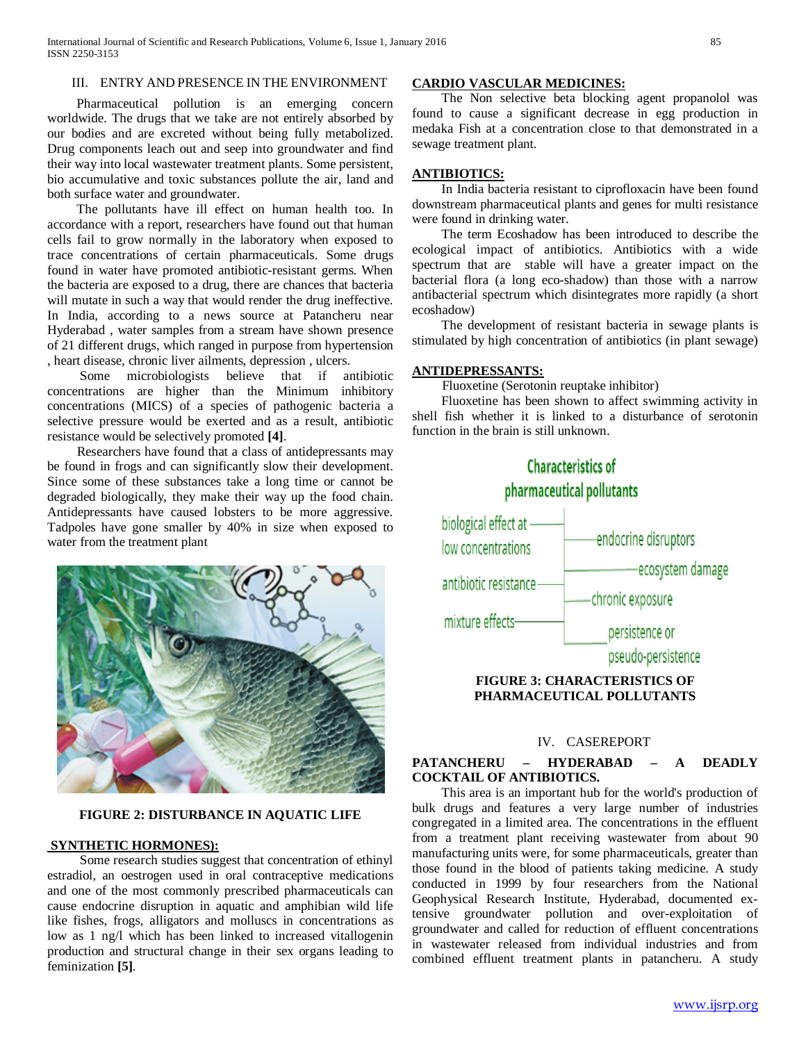## III. ENTRY AND PRESENCE IN THE ENVIRONMENT

Pharmaceutical pollution is an emerging concern worldwide. The drugs that we take are not entirely absorbed by our bodies and are excreted without being fully metabolized. Drug components leach out and seep into groundwater and find their way into local wastewater treatment plants. Some persistent, bio accumulative and toxic substances pollute the air, land and both surface water and groundwater.

The pollutants have ill effect on human health too. In accordance with a report, researchers have found out that human cells fail to grow normally in the laboratory when exposed to trace concentrations of certain pharmaceuticals. Some drugs found in water have promoted antibiotic-resistant germs. When the bacteria are exposed to a drug, there are chances that bacteria will mutate in such a way that would render the drug ineffective. In India, according to a news source at Patancheru near Hyderabad , water samples from a stream have shown presence of 21 different drugs, which ranged in purpose from hypertension , heart disease, chronic liver ailments, depression , ulcers.

Some microbiologists believe that if antibiotic concentrations are higher than the Minimum inhibitory concentrations (MICS) of a species of pathogenic bacteria a selective pressure would be exerted and as a result, antibiotic resistance would be selectively promoted **[4]**.

Researchers have found that a class of antidepressants may be found in frogs and can significantly slow their development. Since some of these substances take a long time or cannot be degraded biologically, they make their way up the food chain. Antidepressants have caused lobsters to be more aggressive. Tadpoles have gone smaller by 40% in size when exposed to water from the treatment plant

**FIGURE 2: DISTURBANCE IN AQUATIC LIFE**

**SYNTHETIC HORMONES):**

Some research studies suggest that concentration of ethinyl estradiol, an oestrogen used in oral contraceptive medications and one of the most commonly prescribed pharmaceuticals can cause endocrine disruption in aquatic and amphibian wild life like fishes, frogs, alligators and molluscs in concentrations as low as 1 ng/l which has been linked to increased vitallogenin production and structural change in their sex organs leading to feminization **[5]**.

**CARDIO VASCULAR MEDICINES:**

The Non selective beta blocking agent propanolol was found to cause a significant decrease in egg production in medaka Fish at a concentration close to that demonstrated in a sewage treatment plant.

**ANTIBIOTICS:**

In India bacteria resistant to ciprofloxacin have been found downstream pharmaceutical plants and genes for multi resistance were found in drinking water.

The term Ecoshadow has been introduced to describe the ecological impact of antibiotics. Antibiotics with a wide spectrum that are stable will have a greater impact on the bacterial flora (a long eco-shadow) than those with a narrow antibacterial spectrum which disintegrates more rapidly (a short ecoshadow)

The development of resistant bacteria in sewage plants is stimulated by high concentration of antibiotics (in plant sewage)

**ANTIDEPRESSANTS:**

Fluoxetine (Serotonin reuptake inhibitor)

Fluoxetine has been shown to affect swimming activity in shell fish whether it is linked to a disturbance of serotonin function in the brain is still unknown.

Characteristics of pharmaceutical pollutants

- biological effect at low concentrations
- antibiotic resistance
- mixture effects
- endocrine disruptors
- ecosystem damage
- chronic exposure
- persistence or pseudo-persistence

**FIGURE 3: CHARACTERISTICS OF PHARMACEUTICAL POLLUTANTS**

## IV. CASEREPORT

**PATANCHERU – HYDERABAD – A DEADLY COCKTAIL OF ANTIBIOTICS.**

This area is an important hub for the world's production of bulk drugs and features a very large number of industries congregated in a limited area. The concentrations in the effluent from a treatment plant receiving wastewater from about 90 manufacturing units were, for some pharmaceuticals, greater than those found in the blood of patients taking medicine. A study conducted in 1999 by four researchers from the National Geophysical Research Institute, Hyderabad, documented extensive groundwater pollution and over-exploitation of groundwater and called for reduction of effluent concentrations in wastewater released from individual industries and from combined effluent treatment plants in patancheru. A study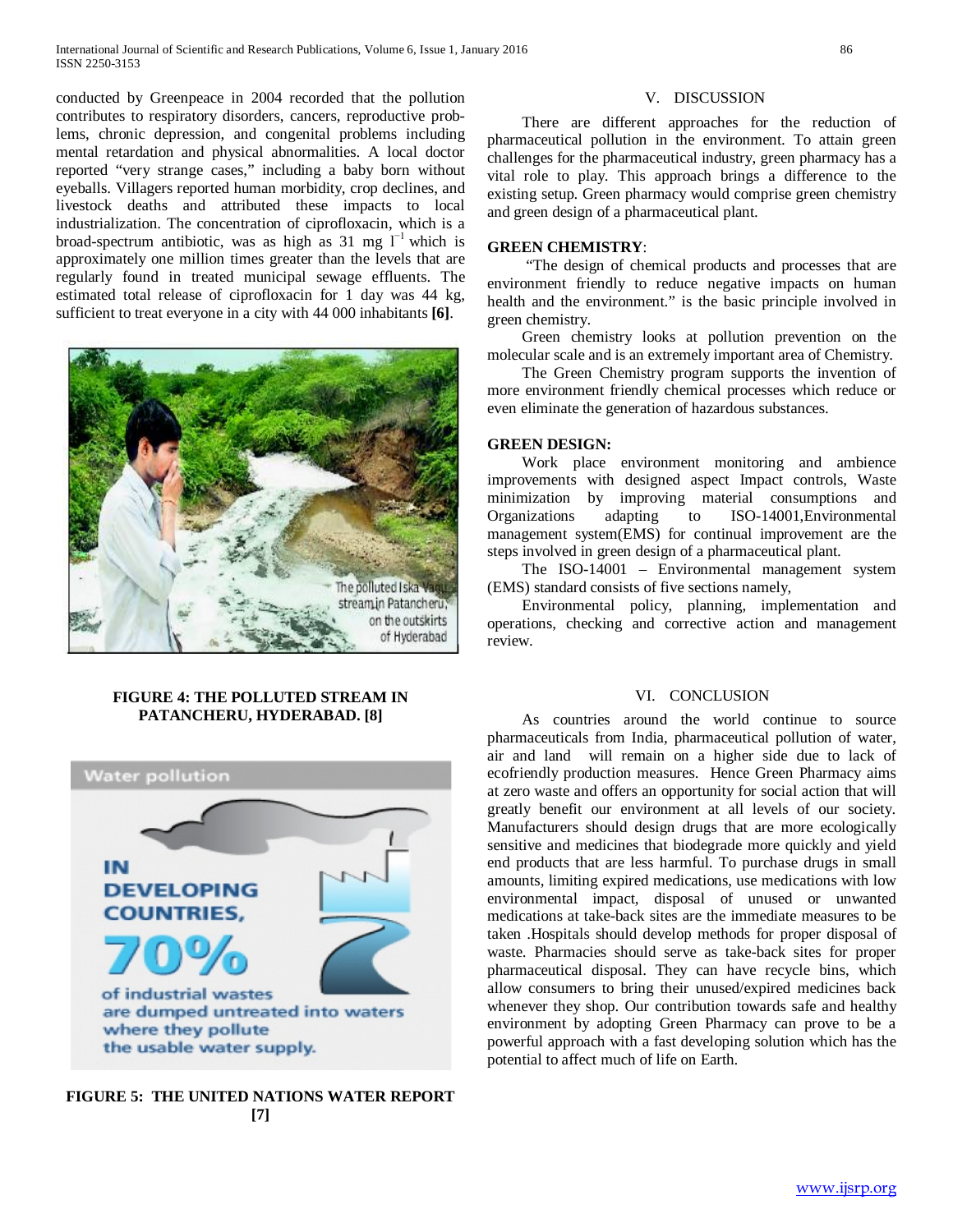conducted by Greenpeace in 2004 recorded that the pollution contributes to respiratory disorders, cancers, reproductive problems, chronic depression, and congenital problems including mental retardation and physical abnormalities. A local doctor reported "very strange cases," including a baby born without eyeballs. Villagers reported human morbidity, crop declines, and livestock deaths and attributed these impacts to local industrialization. The concentration of ciprofloxacin, which is a broad-spectrum antibiotic, was as high as 31 mg $l^{-1}$ which is approximately one million times greater than the levels that are regularly found in treated municipal sewage effluents. The estimated total release of ciprofloxacin for 1 day was 44 kg, sufficient to treat everyone in a city with 44 000 inhabitants **[6]**.

**FIGURE 4: THE POLLUTED STREAM IN PATANCHERU, HYDERABAD. [8]**

**FIGURE 5: THE UNITED NATIONS WATER REPORT [7]**

## V. DISCUSSION

There are different approaches for the reduction of pharmaceutical pollution in the environment. To attain green challenges for the pharmaceutical industry, green pharmacy has a vital role to play. This approach brings a difference to the existing setup. Green pharmacy would comprise green chemistry and green design of a pharmaceutical plant.

**GREEN CHEMISTRY**:

"The design of chemical products and processes that are environment friendly to reduce negative impacts on human health and the environment." is the basic principle involved in green chemistry.

Green chemistry looks at pollution prevention on the molecular scale and is an extremely important area of Chemistry.

The Green Chemistry program supports the invention of more environment friendly chemical processes which reduce or even eliminate the generation of hazardous substances.

**GREEN DESIGN:**

Work place environment monitoring and ambience improvements with designed aspect Impact controls, Waste minimization by improving material consumptions and Organizations adapting to ISO-14001,Environmental management system(EMS) for continual improvement are the steps involved in green design of a pharmaceutical plant.

The ISO-14001 – Environmental management system (EMS) standard consists of five sections namely,

Environmental policy, planning, implementation and operations, checking and corrective action and management review.

## VI. CONCLUSION

As countries around the world continue to source pharmaceuticals from India, pharmaceutical pollution of water, air and land will remain on a higher side due to lack of ecofriendly production measures. Hence Green Pharmacy aims at zero waste and offers an opportunity for social action that will greatly benefit our environment at all levels of our society. Manufacturers should design drugs that are more ecologically sensitive and medicines that biodegrade more quickly and yield end products that are less harmful. To purchase drugs in small amounts, limiting expired medications, use medications with low environmental impact, disposal of unused or unwanted medications at take-back sites are the immediate measures to be taken .Hospitals should develop methods for proper disposal of waste. Pharmacies should serve as take-back sites for proper pharmaceutical disposal. They can have recycle bins, which allow consumers to bring their unused/expired medicines back whenever they shop. Our contribution towards safe and healthy environment by adopting Green Pharmacy can prove to be a powerful approach with a fast developing solution which has the potential to affect much of life on Earth.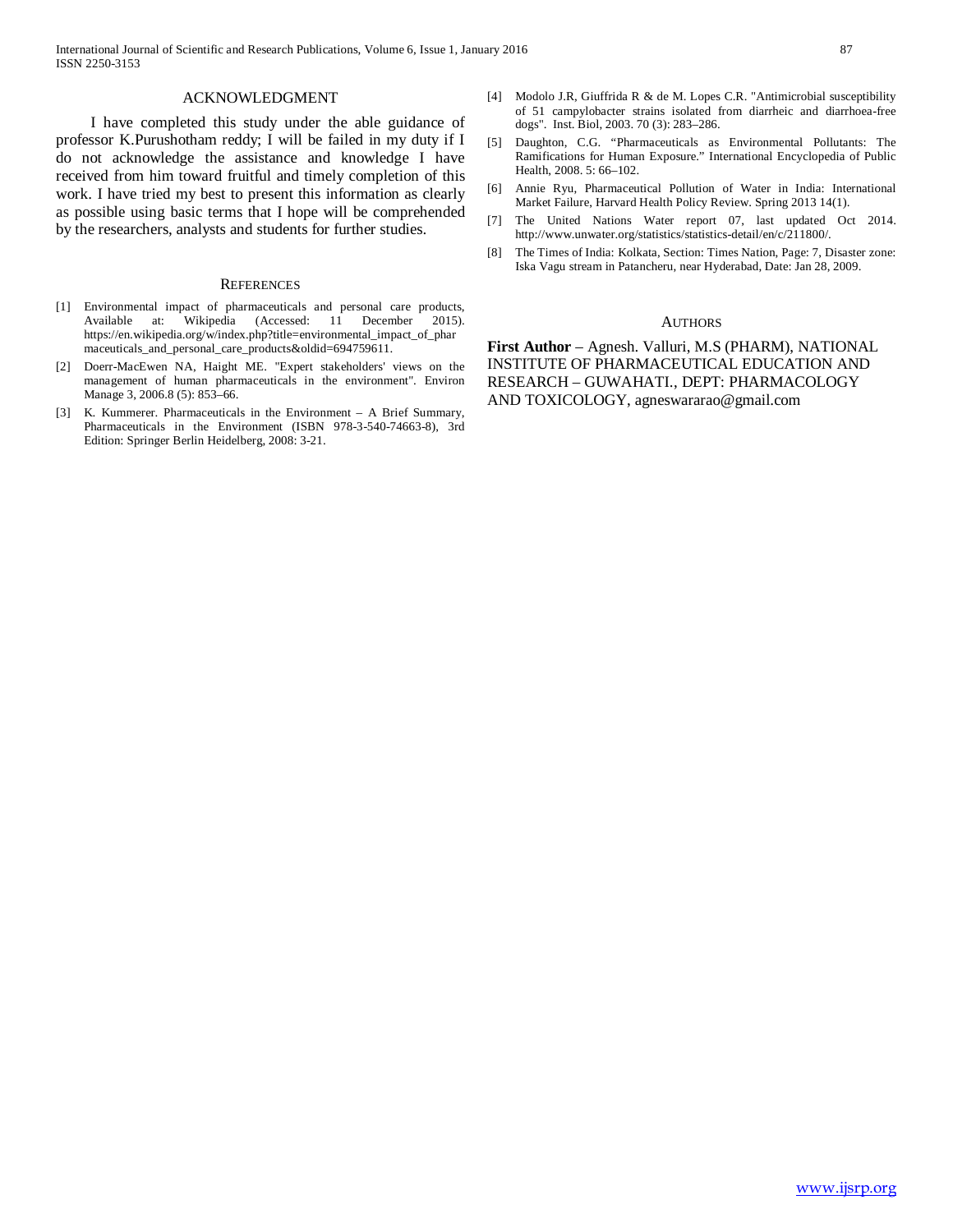## ACKNOWLEDGMENT

I have completed this study under the able guidance of professor K.Purushotham reddy; I will be failed in my duty if I do not acknowledge the assistance and knowledge I have received from him toward fruitful and timely completion of this work. I have tried my best to present this information as clearly as possible using basic terms that I hope will be comprehended by the researchers, analysts and students for further studies.

## REFERENCES

[1] Environmental impact of pharmaceuticals and personal care products, Available at: Wikipedia (Accessed: 11 December 2015). https://en.wikipedia.org/w/index.php?title=environmental_impact_of_pharmaceuticals_and_personal_care_products&oldid=694759611.

[2] Doerr-MacEwen NA, Haight ME. "Expert stakeholders' views on the management of human pharmaceuticals in the environment". Environ Manage 3, 2006.8 (5): 853–66.

[3] K. Kummerer. Pharmaceuticals in the Environment – A Brief Summary, Pharmaceuticals in the Environment (ISBN 978-3-540-74663-8), 3rd Edition: Springer Berlin Heidelberg, 2008: 3-21.

[4] Modolo J.R, Giuffrida R & de M. Lopes C.R. "Antimicrobial susceptibility of 51 campylobacter strains isolated from diarrheic and diarrhoea-free dogs". Inst. Biol, 2003. 70 (3): 283–286.

[5] Daughton, C.G. "Pharmaceuticals as Environmental Pollutants: The Ramifications for Human Exposure." International Encyclopedia of Public Health, 2008. 5: 66–102.

[6] Annie Ryu, Pharmaceutical Pollution of Water in India: International Market Failure, Harvard Health Policy Review. Spring 2013 14(1).

[7] The United Nations Water report 07, last updated Oct 2014. http://www.unwater.org/statistics/statistics-detail/en/c/211800/.

[8] The Times of India: Kolkata, Section: Times Nation, Page: 7, Disaster zone: Iska Vagu stream in Patancheru, near Hyderabad, Date: Jan 28, 2009.

## AUTHORS

**First Author** – Agnesh. Valluri, M.S (PHARM), NATIONAL INSTITUTE OF PHARMACEUTICAL EDUCATION AND RESEARCH – GUWAHATI., DEPT: PHARMACOLOGY AND TOXICOLOGY, agneswararao@gmail.com